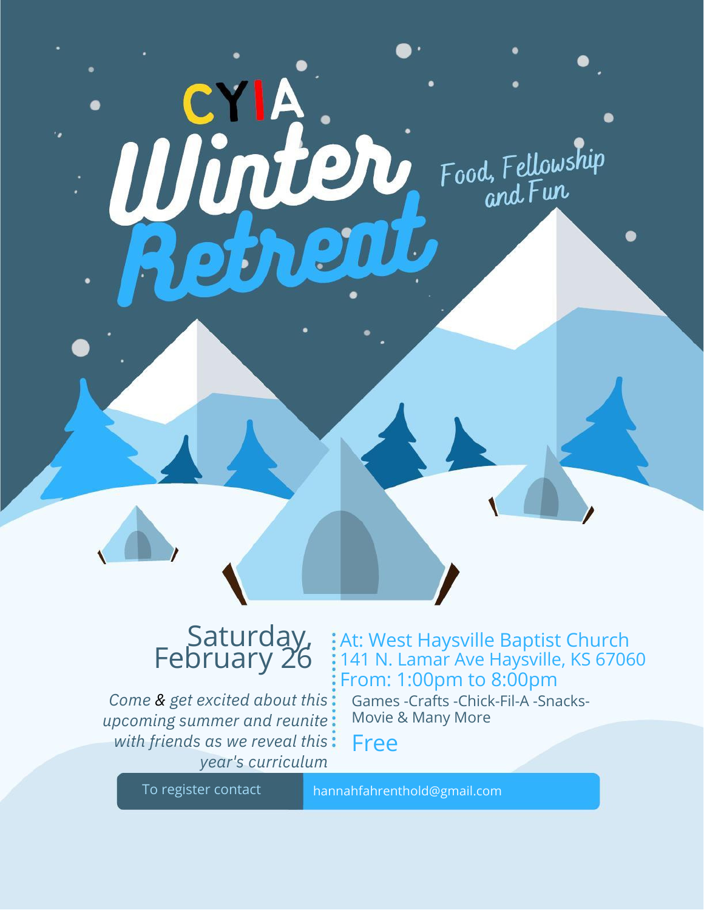# CYIA

# Winter Retreat

*Food, Fellowship and Fun*

## Saturday, February 26

*Come & get excited about this upcoming summer and reunite with friends as we reveal this year's curriculum*

At: West Haysville Baptist Church
141 N. Lamar Ave Haysville, KS 67060
From: 1:00pm to 8:00pm

Games -Crafts -Chick-Fil-A -Snacks- Movie & Many More

Free

To register contact hannahfahrenthold@gmail.com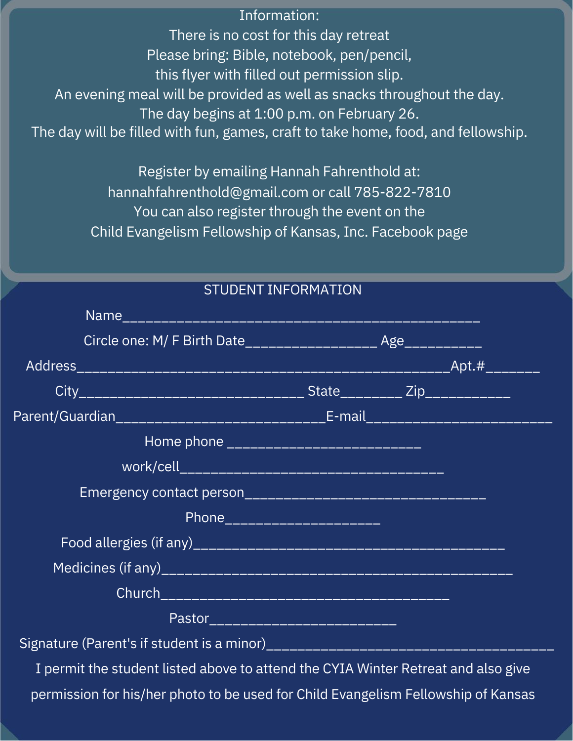Information:

There is no cost for this day retreat

Please bring: Bible, notebook, pen/pencil, this flyer with filled out permission slip.

An evening meal will be provided as well as snacks throughout the day.

The day begins at 1:00 p.m. on February 26.

The day will be filled with fun, games, craft to take home, food, and fellowship.

Register by emailing Hannah Fahrenthold at: hannahfahrenthold@gmail.com or call 785-822-7810

You can also register through the event on the Child Evangelism Fellowship of Kansas, Inc. Facebook page

## STUDENT INFORMATION

Name_____________________________________________

Circle one: M/ F Birth Date________________ Age__________

Address_______________________________________________Apt.#_______

City____________________________ State________ Zip___________

Parent/Guardian__________________________E-mail________________________

Home phone ________________________

work/cell_________________________________

Emergency contact person______________________________

Phone___________________

Food allergies (if any)_______________________________________

Medicines (if any)____________________________________________

Church____________________________________

Pastor________________________

Signature (Parent's if student is a minor)_____________________________________

I permit the student listed above to attend the CYIA Winter Retreat and also give permission for his/her photo to be used for Child Evangelism Fellowship of Kansas